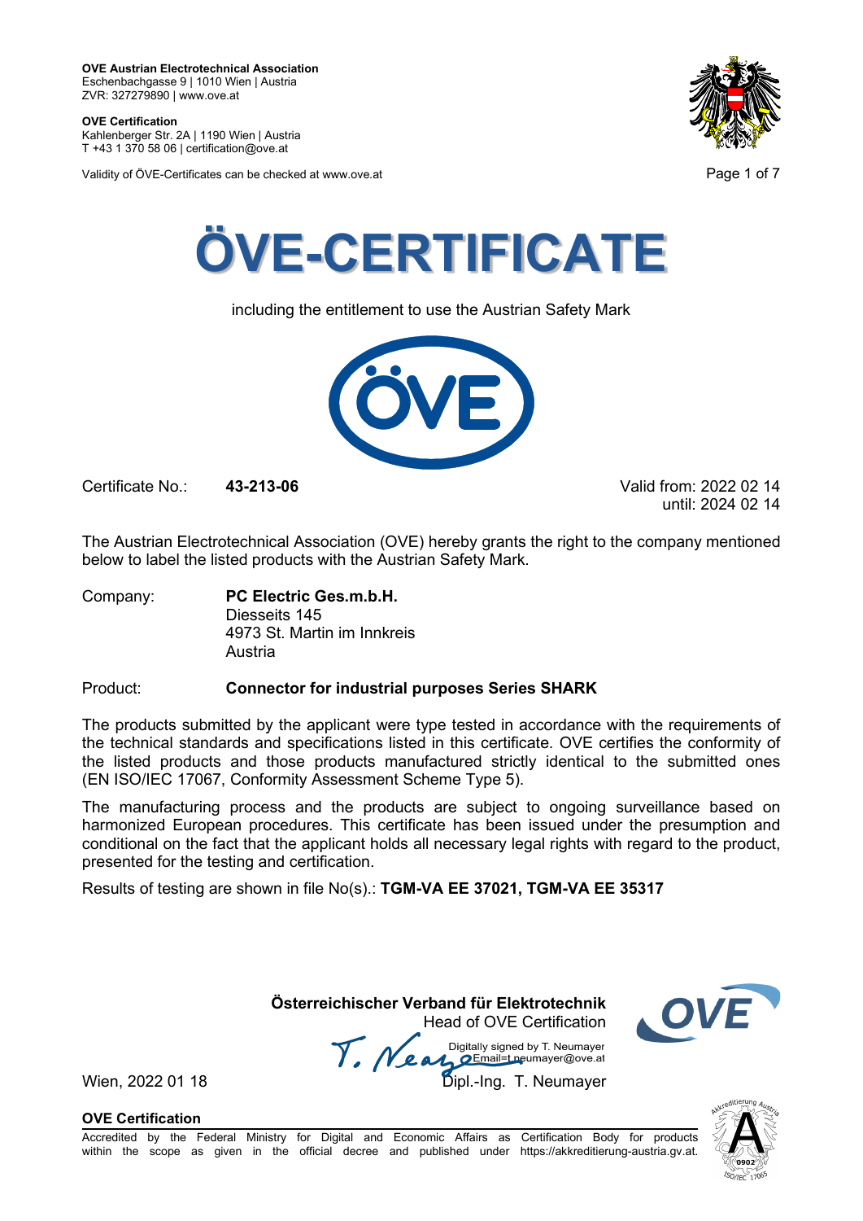**OVE Austrian Electrotechnical Association**
Eschenbachgasse 9 | 1010 Wien | Austria
ZVR: 327279890 | www.ove.at

**OVE Certification**
Kahlenberger Str. 2A | 1190 Wien | Austria
T +43 1 370 58 06 | certification@ove.at

Validity of ÖVE-Certificates can be checked at www.ove.at

# ÖVE-CERTIFICATE

including the entitlement to use the Austrian Safety Mark

Certificate No.: **43-213-06**

Valid from: 2022 02 14
until: 2024 02 14

The Austrian Electrotechnical Association (OVE) hereby grants the right to the company mentioned below to label the listed products with the Austrian Safety Mark.

Company: **PC Electric Ges.m.b.H.**
Diesseits 145
4973 St. Martin im Innkreis
Austria

Product: **Connector for industrial purposes Series SHARK**

The products submitted by the applicant were type tested in accordance with the requirements of the technical standards and specifications listed in this certificate. OVE certifies the conformity of the listed products and those products manufactured strictly identical to the submitted ones (EN ISO/IEC 17067, Conformity Assessment Scheme Type 5).

The manufacturing process and the products are subject to ongoing surveillance based on harmonized European procedures. This certificate has been issued under the presumption and conditional on the fact that the applicant holds all necessary legal rights with regard to the product, presented for the testing and certification.

Results of testing are shown in file No(s).: **TGM-VA EE 37021, TGM-VA EE 35317**

**Österreichischer Verband für Elektrotechnik**
Head of OVE Certification

Digitally signed by T. Neumayer
Email=t.neumayer@ove.at

Wien, 2022 01 18

Dipl.-Ing. T. Neumayer

**OVE Certification**

Accredited by the Federal Ministry for Digital and Economic Affairs as Certification Body for products within the scope as given in the official decree and published under https://akkreditierung-austria.gv.at.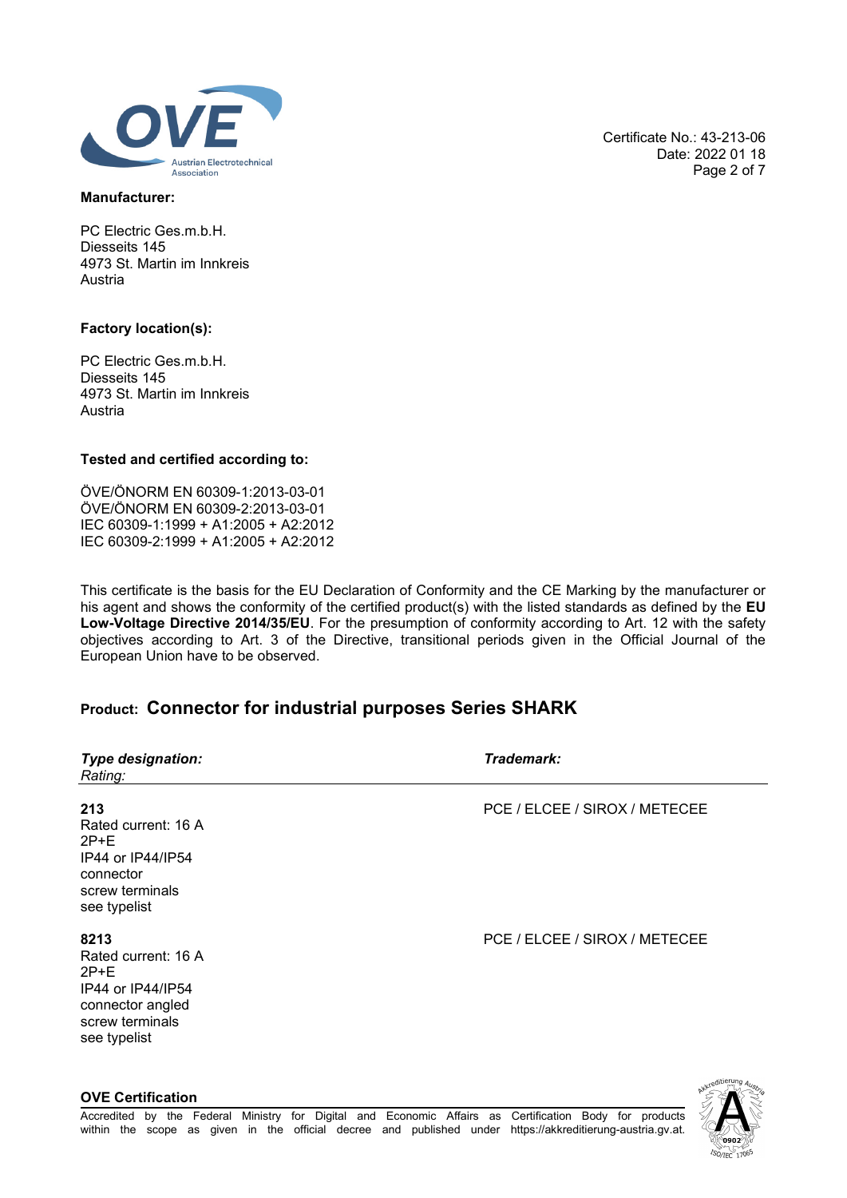Certificate No.: 43-213-06
Date: 2022 01 18

**Manufacturer:**

PC Electric Ges.m.b.H.
Diesseits 145
4973 St. Martin im Innkreis
Austria

**Factory location(s):**

PC Electric Ges.m.b.H.
Diesseits 145
4973 St. Martin im Innkreis
Austria

**Tested and certified according to:**

ÖVE/ÖNORM EN 60309-1:2013-03-01
ÖVE/ÖNORM EN 60309-2:2013-03-01
IEC 60309-1:1999 + A1:2005 + A2:2012
IEC 60309-2:1999 + A1:2005 + A2:2012

This certificate is the basis for the EU Declaration of Conformity and the CE Marking by the manufacturer or his agent and shows the conformity of the certified product(s) with the listed standards as defined by the **EU Low-Voltage Directive 2014/35/EU**. For the presumption of conformity according to Art. 12 with the safety objectives according to Art. 3 of the Directive, transitional periods given in the Official Journal of the European Union have to be observed.

## Product: Connector for industrial purposes Series SHARK

| ***Type designation:***<br>*Rating:* | ***Trademark:*** |
|---|---|
| **213**<br>Rated current: 16 A<br>2P+E<br>IP44 or IP44/IP54<br>connector<br>screw terminals<br>see typelist | PCE / ELCEE / SIROX / METECEE |
| **8213**<br>Rated current: 16 A<br>2P+E<br>IP44 or IP44/IP54<br>connector angled<br>screw terminals<br>see typelist | PCE / ELCEE / SIROX / METECEE |

**OVE Certification**

Accredited by the Federal Ministry for Digital and Economic Affairs as Certification Body for products within the scope as given in the official decree and published under https://akkreditierung-austria.gv.at.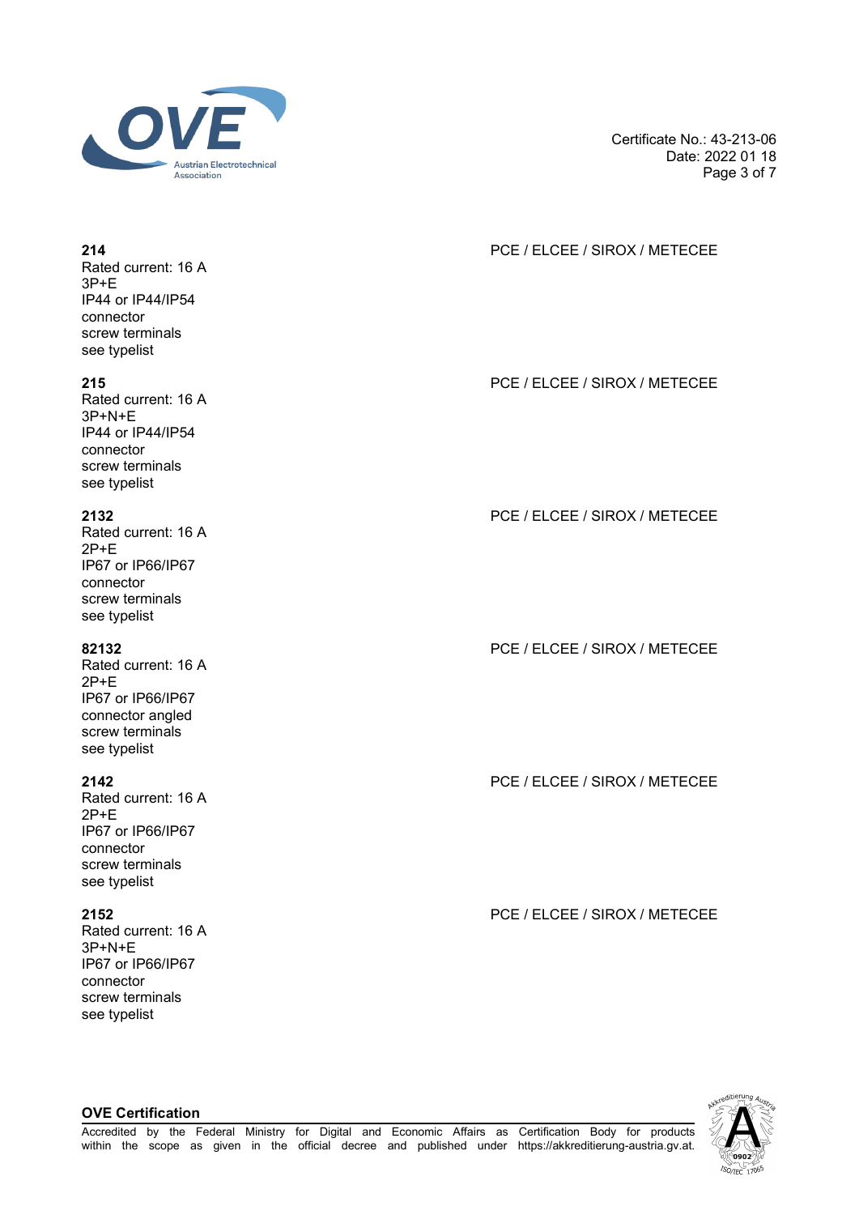**214**
Rated current: 16 A
3P+E
IP44 or IP44/IP54
connector
screw terminals
see typelist

PCE / ELCEE / SIROX / METECEE

**215**
Rated current: 16 A
3P+N+E
IP44 or IP44/IP54
connector
screw terminals
see typelist

PCE / ELCEE / SIROX / METECEE

**2132**
Rated current: 16 A
2P+E
IP67 or IP66/IP67
connector
screw terminals
see typelist

PCE / ELCEE / SIROX / METECEE

**82132**
Rated current: 16 A
2P+E
IP67 or IP66/IP67
connector angled
screw terminals
see typelist

PCE / ELCEE / SIROX / METECEE

**2142**
Rated current: 16 A
2P+E
IP67 or IP66/IP67
connector
screw terminals
see typelist

PCE / ELCEE / SIROX / METECEE

**2152**
Rated current: 16 A
3P+N+E
IP67 or IP66/IP67
connector
screw terminals
see typelist

PCE / ELCEE / SIROX / METECEE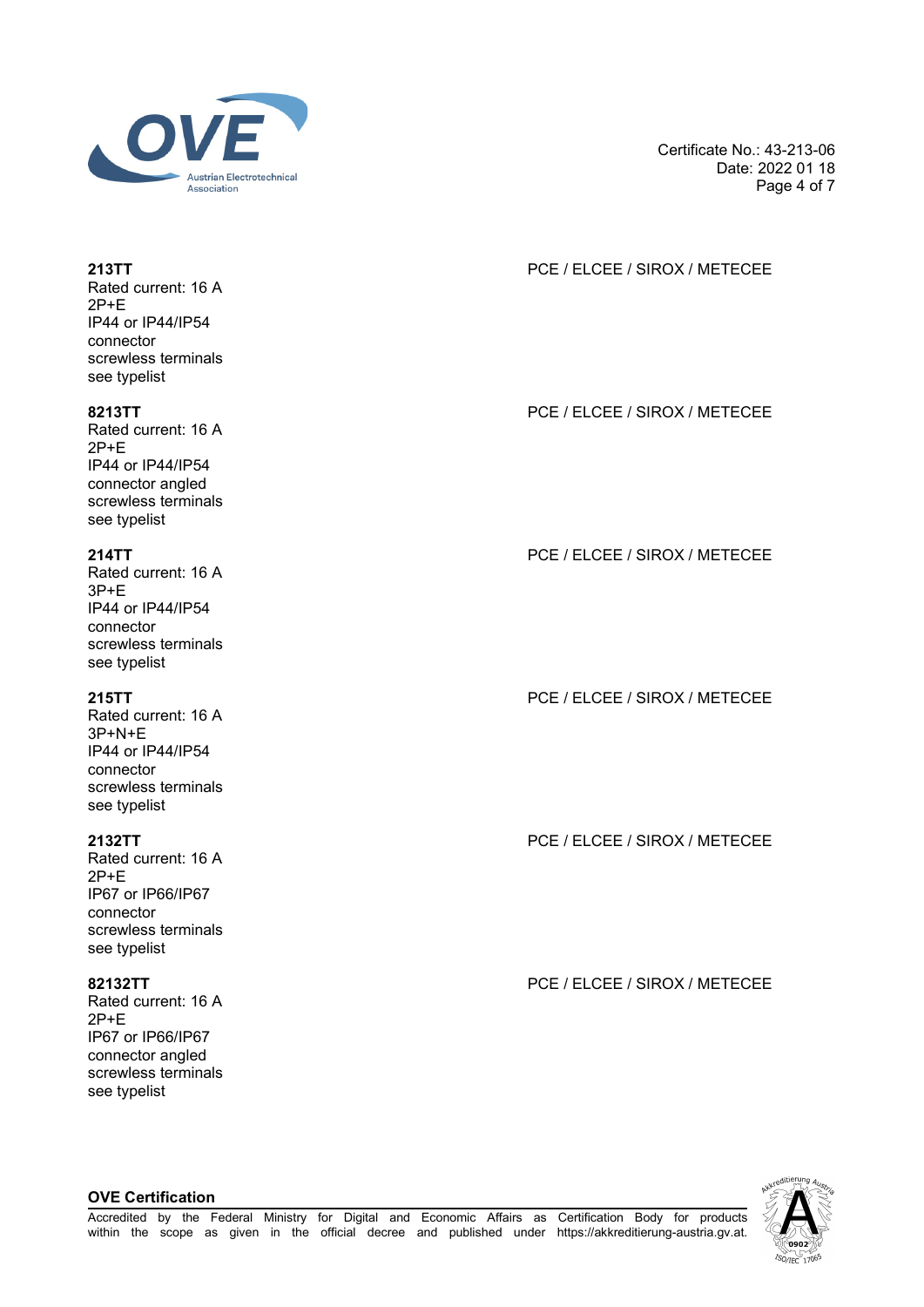| | |
|---|---|
| **213TT**<br>Rated current: 16 A<br>2P+E<br>IP44 or IP44/IP54<br>connector<br>screwless terminals<br>see typelist | PCE / ELCEE / SIROX / METECEE |
| **8213TT**<br>Rated current: 16 A<br>2P+E<br>IP44 or IP44/IP54<br>connector angled<br>screwless terminals<br>see typelist | PCE / ELCEE / SIROX / METECEE |
| **214TT**<br>Rated current: 16 A<br>3P+E<br>IP44 or IP44/IP54<br>connector<br>screwless terminals<br>see typelist | PCE / ELCEE / SIROX / METECEE |
| **215TT**<br>Rated current: 16 A<br>3P+N+E<br>IP44 or IP44/IP54<br>connector<br>screwless terminals<br>see typelist | PCE / ELCEE / SIROX / METECEE |
| **2132TT**<br>Rated current: 16 A<br>2P+E<br>IP67 or IP66/IP67<br>connector<br>screwless terminals<br>see typelist | PCE / ELCEE / SIROX / METECEE |
| **82132TT**<br>Rated current: 16 A<br>2P+E<br>IP67 or IP66/IP67<br>connector angled<br>screwless terminals<br>see typelist | PCE / ELCEE / SIROX / METECEE |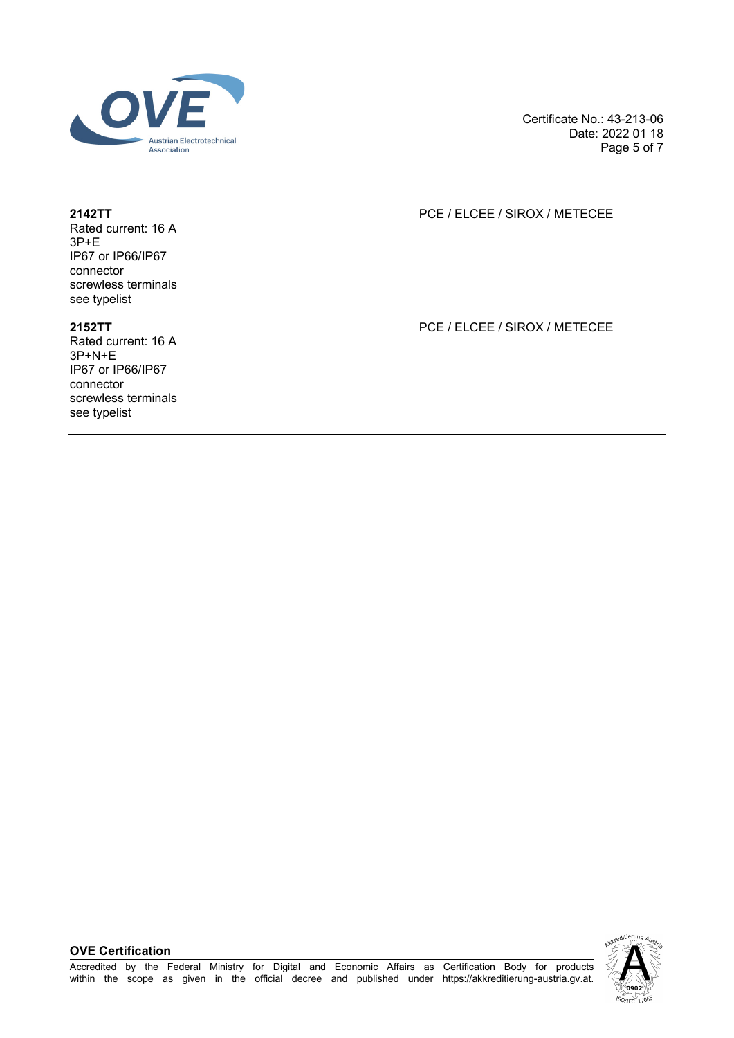| | |
|---|---|
| **2142TT**<br>Rated current: 16 A<br>3P+E<br>IP67 or IP66/IP67<br>connector<br>screwless terminals<br>see typelist | PCE / ELCEE / SIROX / METECEE |
| **2152TT**<br>Rated current: 16 A<br>3P+N+E<br>IP67 or IP66/IP67<br>connector<br>screwless terminals<br>see typelist | PCE / ELCEE / SIROX / METECEE |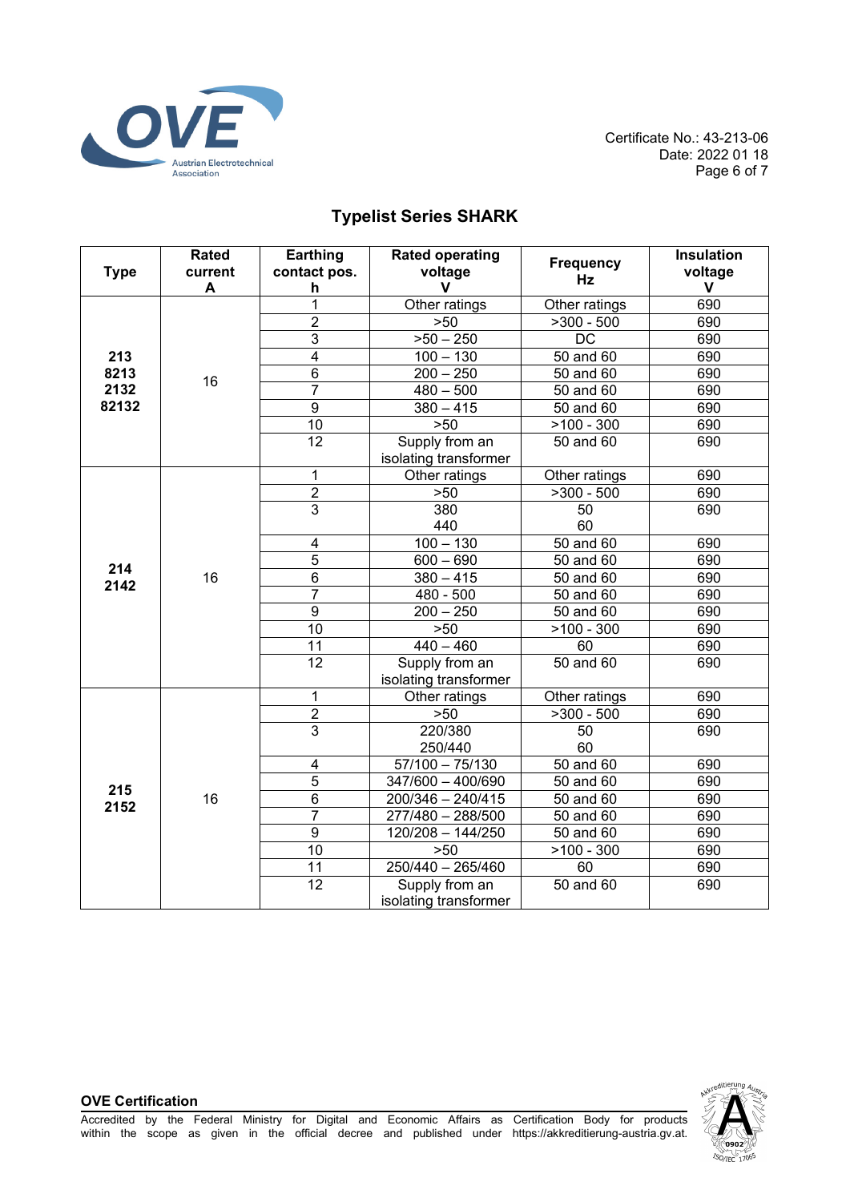## Typelist Series SHARK

| Type | Rated current A | Earthing contact pos. h | Rated operating voltage V | Frequency Hz | Insulation voltage V |
|---|---|---|---|---|---|
| 213 8213 2132 82132 | 16 | 1 | Other ratings | Other ratings | 690 |
| | | 2 | >50 | >300 - 500 | 690 |
| | | 3 | >50 – 250 | DC | 690 |
| | | 4 | 100 – 130 | 50 and 60 | 690 |
| | | 6 | 200 – 250 | 50 and 60 | 690 |
| | | 7 | 480 – 500 | 50 and 60 | 690 |
| | | 9 | 380 – 415 | 50 and 60 | 690 |
| | | 10 | >50 | >100 - 300 | 690 |
| | | 12 | Supply from an isolating transformer | 50 and 60 | 690 |
| 214 2142 | 16 | 1 | Other ratings | Other ratings | 690 |
| | | 2 | >50 | >300 - 500 | 690 |
| | | 3 | 380 440 | 50 60 | 690 |
| | | 4 | 100 – 130 | 50 and 60 | 690 |
| | | 5 | 600 – 690 | 50 and 60 | 690 |
| | | 6 | 380 – 415 | 50 and 60 | 690 |
| | | 7 | 480 - 500 | 50 and 60 | 690 |
| | | 9 | 200 – 250 | 50 and 60 | 690 |
| | | 10 | >50 | >100 - 300 | 690 |
| | | 11 | 440 – 460 | 60 | 690 |
| | | 12 | Supply from an isolating transformer | 50 and 60 | 690 |
| 215 2152 | 16 | 1 | Other ratings | Other ratings | 690 |
| | | 2 | >50 | >300 - 500 | 690 |
| | | 3 | 220/380 250/440 | 50 60 | 690 |
| | | 4 | 57/100 – 75/130 | 50 and 60 | 690 |
| | | 5 | 347/600 – 400/690 | 50 and 60 | 690 |
| | | 6 | 200/346 – 240/415 | 50 and 60 | 690 |
| | | 7 | 277/480 – 288/500 | 50 and 60 | 690 |
| | | 9 | 120/208 – 144/250 | 50 and 60 | 690 |
| | | 10 | >50 | >100 - 300 | 690 |
| | | 11 | 250/440 – 265/460 | 60 | 690 |
| | | 12 | Supply from an isolating transformer | 50 and 60 | 690 |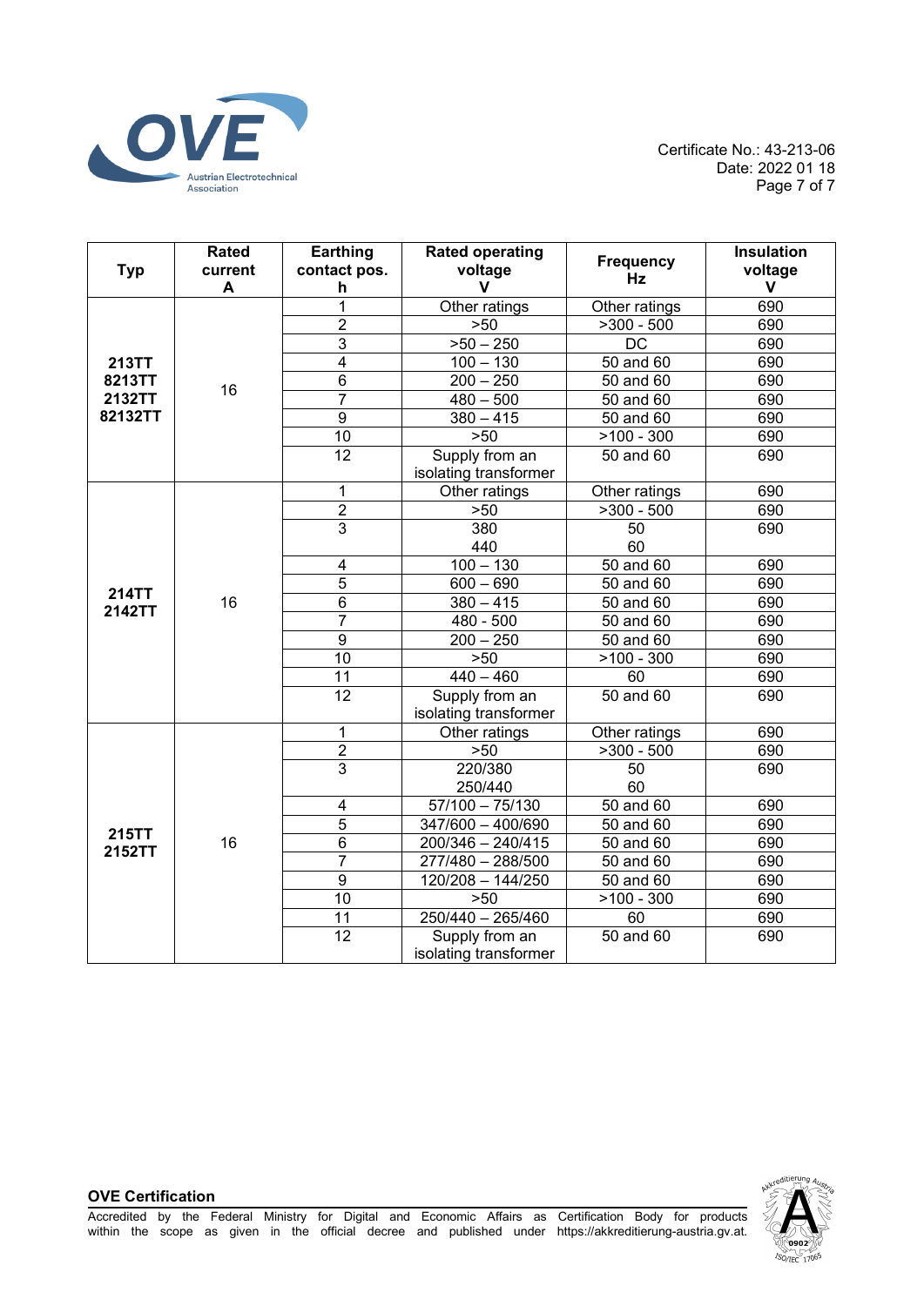Certificate No.: 43-213-06
Date: 2022 01 18

| Typ | Rated current A | Earthing contact pos. h | Rated operating voltage V | Frequency Hz | Insulation voltage V |
|---|---|---|---|---|---|
| 213TT 8213TT 2132TT 82132TT | 16 | 1 | Other ratings | Other ratings | 690 |
| | | 2 | >50 | >300 - 500 | 690 |
| | | 3 | >50 – 250 | DC | 690 |
| | | 4 | 100 – 130 | 50 and 60 | 690 |
| | | 6 | 200 – 250 | 50 and 60 | 690 |
| | | 7 | 480 – 500 | 50 and 60 | 690 |
| | | 9 | 380 – 415 | 50 and 60 | 690 |
| | | 10 | >50 | >100 - 300 | 690 |
| | | 12 | Supply from an isolating transformer | 50 and 60 | 690 |
| 214TT 2142TT | 16 | 1 | Other ratings | Other ratings | 690 |
| | | 2 | >50 | >300 - 500 | 690 |
| | | 3 | 380 440 | 50 60 | 690 |
| | | 4 | 100 – 130 | 50 and 60 | 690 |
| | | 5 | 600 – 690 | 50 and 60 | 690 |
| | | 6 | 380 – 415 | 50 and 60 | 690 |
| | | 7 | 480 - 500 | 50 and 60 | 690 |
| | | 9 | 200 – 250 | 50 and 60 | 690 |
| | | 10 | >50 | >100 - 300 | 690 |
| | | 11 | 440 – 460 | 60 | 690 |
| | | 12 | Supply from an isolating transformer | 50 and 60 | 690 |
| 215TT 2152TT | 16 | 1 | Other ratings | Other ratings | 690 |
| | | 2 | >50 | >300 - 500 | 690 |
| | | 3 | 220/380 250/440 | 50 60 | 690 |
| | | 4 | 57/100 – 75/130 | 50 and 60 | 690 |
| | | 5 | 347/600 – 400/690 | 50 and 60 | 690 |
| | | 6 | 200/346 – 240/415 | 50 and 60 | 690 |
| | | 7 | 277/480 – 288/500 | 50 and 60 | 690 |
| | | 9 | 120/208 – 144/250 | 50 and 60 | 690 |
| | | 10 | >50 | >100 - 300 | 690 |
| | | 11 | 250/440 – 265/460 | 60 | 690 |
| | | 12 | Supply from an isolating transformer | 50 and 60 | 690 |

**OVE Certification**

Accredited by the Federal Ministry for Digital and Economic Affairs as Certification Body for products within the scope as given in the official decree and published under https://akkreditierung-austria.gv.at.